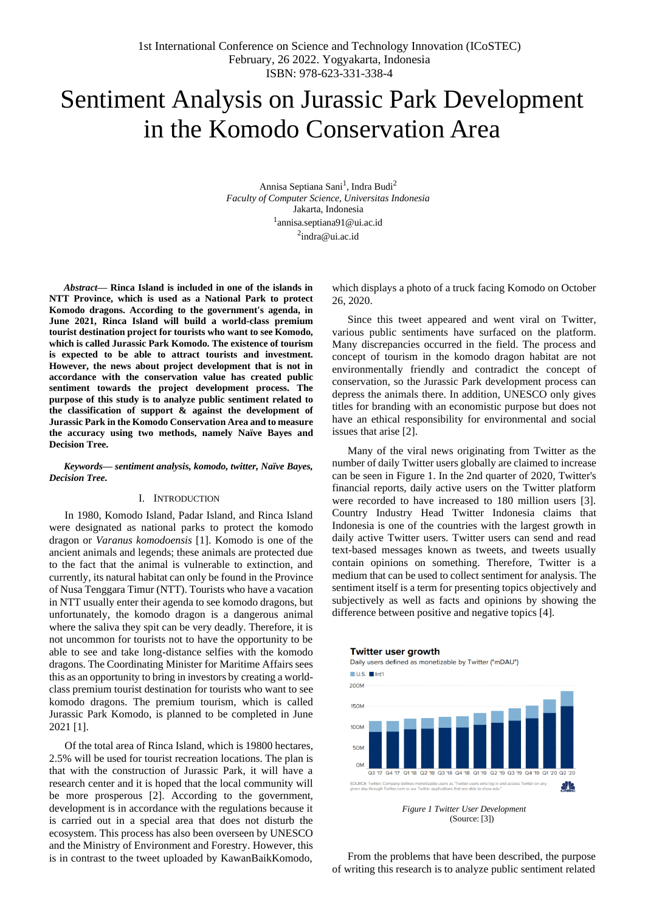1st International Conference on Science and Technology Innovation (ICoSTEC)
February, 26 2022. Yogyakarta, Indonesia
ISBN: 978-623-331-338-4

# Sentiment Analysis on Jurassic Park Development in the Komodo Conservation Area

Annisa Septiana Sani[1], Indra Budi[2]
*Faculty of Computer Science, Universitas Indonesia*
Jakarta, Indonesia
[1]annisa.septiana91@ui.ac.id
[2]indra@ui.ac.id

***Abstract*— Rinca Island is included in one of the islands in NTT Province, which is used as a National Park to protect Komodo dragons. According to the government's agenda, in June 2021, Rinca Island will build a world-class premium tourist destination project for tourists who want to see Komodo, which is called Jurassic Park Komodo. The existence of tourism is expected to be able to attract tourists and investment. However, the news about project development that is not in accordance with the conservation value has created public sentiment towards the project development process. The purpose of this study is to analyze public sentiment related to the classification of support & against the development of Jurassic Park in the Komodo Conservation Area and to measure the accuracy using two methods, namely Naïve Bayes and Decision Tree.**

***Keywords— sentiment analysis, komodo, twitter, Naïve Bayes, Decision Tree.***

## I. Introduction

In 1980, Komodo Island, Padar Island, and Rinca Island were designated as national parks to protect the komodo dragon or *Varanus komodoensis* [1]. Komodo is one of the ancient animals and legends; these animals are protected due to the fact that the animal is vulnerable to extinction, and currently, its natural habitat can only be found in the Province of Nusa Tenggara Timur (NTT). Tourists who have a vacation in NTT usually enter their agenda to see komodo dragons, but unfortunately, the komodo dragon is a dangerous animal where the saliva they spit can be very deadly. Therefore, it is not uncommon for tourists not to have the opportunity to be able to see and take long-distance selfies with the komodo dragons. The Coordinating Minister for Maritime Affairs sees this as an opportunity to bring in investors by creating a world-class premium tourist destination for tourists who want to see komodo dragons. The premium tourism, which is called Jurassic Park Komodo, is planned to be completed in June 2021 [1].

Of the total area of Rinca Island, which is 19800 hectares, 2.5% will be used for tourist recreation locations. The plan is that with the construction of Jurassic Park, it will have a research center and it is hoped that the local community will be more prosperous [2]. According to the government, development is in accordance with the regulations because it is carried out in a special area that does not disturb the ecosystem. This process has also been overseen by UNESCO and the Ministry of Environment and Forestry. However, this is in contrast to the tweet uploaded by KawanBaikKomodo, which displays a photo of a truck facing Komodo on October 26, 2020.

Since this tweet appeared and went viral on Twitter, various public sentiments have surfaced on the platform. Many discrepancies occurred in the field. The process and concept of tourism in the komodo dragon habitat are not environmentally friendly and contradict the concept of conservation, so the Jurassic Park development process can depress the animals there. In addition, UNESCO only gives titles for branding with an economistic purpose but does not have an ethical responsibility for environmental and social issues that arise [2].

Many of the viral news originating from Twitter as the number of daily Twitter users globally are claimed to increase can be seen in Figure 1. In the 2nd quarter of 2020, Twitter's financial reports, daily active users on the Twitter platform were recorded to have increased to 180 million users [3]. Country Industry Head Twitter Indonesia claims that Indonesia is one of the countries with the largest growth in daily active Twitter users. Twitter users can send and read text-based messages known as tweets, and tweets usually contain opinions on something. Therefore, Twitter is a medium that can be used to collect sentiment for analysis. The sentiment itself is a term for presenting topics objectively and subjectively as well as facts and opinions by showing the difference between positive and negative topics [4].

*Figure 1 Twitter User Development*
(Source: [3])

From the problems that have been described, the purpose of writing this research is to analyze public sentiment related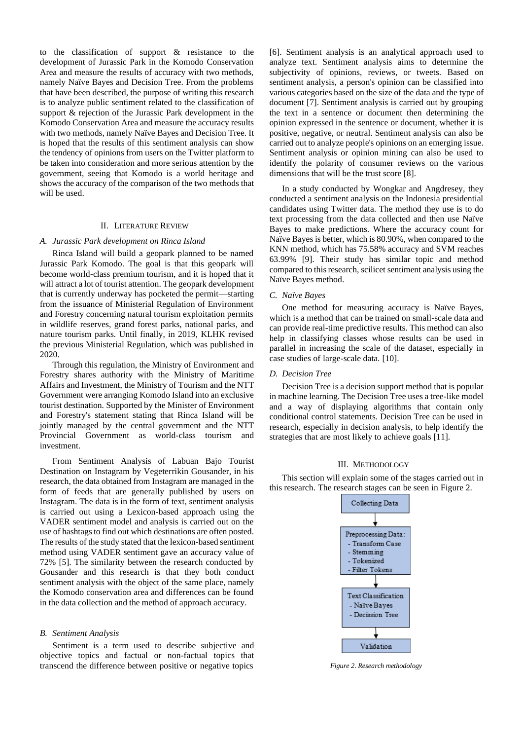to the classification of support & resistance to the development of Jurassic Park in the Komodo Conservation Area and measure the results of accuracy with two methods, namely Naïve Bayes and Decision Tree. From the problems that have been described, the purpose of writing this research is to analyze public sentiment related to the classification of support & rejection of the Jurassic Park development in the Komodo Conservation Area and measure the accuracy results with two methods, namely Naïve Bayes and Decision Tree. It is hoped that the results of this sentiment analysis can show the tendency of opinions from users on the Twitter platform to be taken into consideration and more serious attention by the government, seeing that Komodo is a world heritage and shows the accuracy of the comparison of the two methods that will be used.

## II. Literature Review

### A. Jurassic Park development on Rinca Island

Rinca Island will build a geopark planned to be named Jurassic Park Komodo. The goal is that this geopark will become world-class premium tourism, and it is hoped that it will attract a lot of tourist attention. The geopark development that is currently underway has pocketed the permit—starting from the issuance of Ministerial Regulation of Environment and Forestry concerning natural tourism exploitation permits in wildlife reserves, grand forest parks, national parks, and nature tourism parks. Until finally, in 2019, KLHK revised the previous Ministerial Regulation, which was published in 2020.

Through this regulation, the Ministry of Environment and Forestry shares authority with the Ministry of Maritime Affairs and Investment, the Ministry of Tourism and the NTT Government were arranging Komodo Island into an exclusive tourist destination. Supported by the Minister of Environment and Forestry's statement stating that Rinca Island will be jointly managed by the central government and the NTT Provincial Government as world-class tourism and investment.

From Sentiment Analysis of Labuan Bajo Tourist Destination on Instagram by Vegeterrikin Gousander, in his research, the data obtained from Instagram are managed in the form of feeds that are generally published by users on Instagram. The data is in the form of text, sentiment analysis is carried out using a Lexicon-based approach using the VADER sentiment model and analysis is carried out on the use of hashtags to find out which destinations are often posted. The results of the study stated that the lexicon-based sentiment method using VADER sentiment gave an accuracy value of 72% [5]. The similarity between the research conducted by Gousander and this research is that they both conduct sentiment analysis with the object of the same place, namely the Komodo conservation area and differences can be found in the data collection and the method of approach accuracy.

### B. Sentiment Analysis

Sentiment is a term used to describe subjective and objective topics and factual or non-factual topics that transcend the difference between positive or negative topics [6]. Sentiment analysis is an analytical approach used to analyze text. Sentiment analysis aims to determine the subjectivity of opinions, reviews, or tweets. Based on sentiment analysis, a person's opinion can be classified into various categories based on the size of the data and the type of document [7]. Sentiment analysis is carried out by grouping the text in a sentence or document then determining the opinion expressed in the sentence or document, whether it is positive, negative, or neutral. Sentiment analysis can also be carried out to analyze people's opinions on an emerging issue. Sentiment analysis or opinion mining can also be used to identify the polarity of consumer reviews on the various dimensions that will be the trust score [8].

In a study conducted by Wongkar and Angdresey, they conducted a sentiment analysis on the Indonesia presidential candidates using Twitter data. The method they use is to do text processing from the data collected and then use Naïve Bayes to make predictions. Where the accuracy count for Naïve Bayes is better, which is 80.90%, when compared to the KNN method, which has 75.58% accuracy and SVM reaches 63.99% [9]. Their study has similar topic and method compared to this research, scilicet sentiment analysis using the Naïve Bayes method.

### C. Naïve Bayes

One method for measuring accuracy is Naïve Bayes, which is a method that can be trained on small-scale data and can provide real-time predictive results. This method can also help in classifying classes whose results can be used in parallel in increasing the scale of the dataset, especially in case studies of large-scale data. [10].

### D. Decision Tree

Decision Tree is a decision support method that is popular in machine learning. The Decision Tree uses a tree-like model and a way of displaying algorithms that contain only conditional control statements. Decision Tree can be used in research, especially in decision analysis, to help identify the strategies that are most likely to achieve goals [11].

## III. Methodology

This section will explain some of the stages carried out in this research. The research stages can be seen in Figure 2.

Collecting Data
↓
Preprocessing Data:
- Transform Case
- Stemming
- Tokenized
- Filter Tokens

↓
Text Classification
- Naïve Bayes
- Decission Tree

↓
Validation

*Figure 2. Research methodology*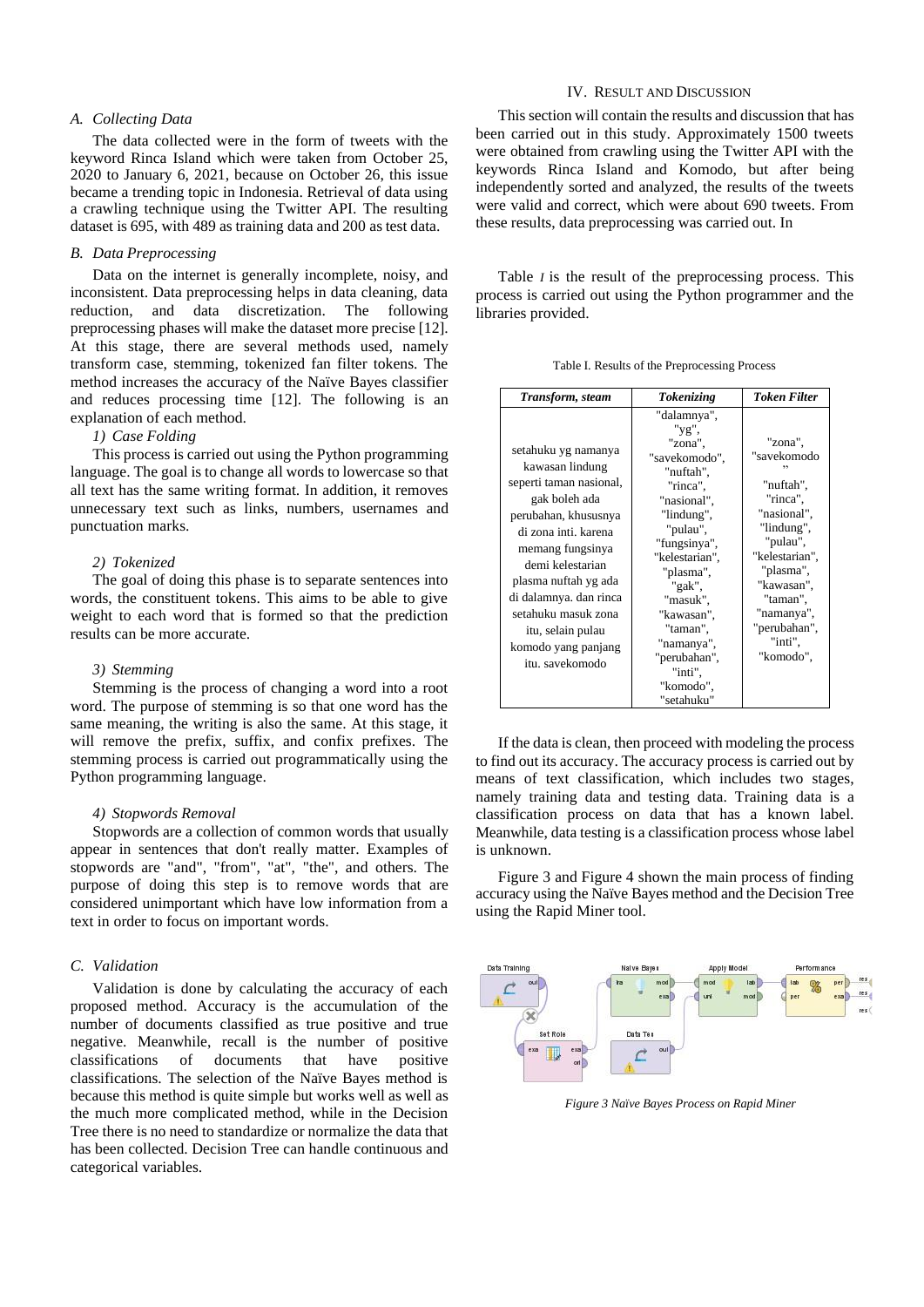### A. Collecting Data

The data collected were in the form of tweets with the keyword Rinca Island which were taken from October 25, 2020 to January 6, 2021, because on October 26, this issue became a trending topic in Indonesia. Retrieval of data using a crawling technique using the Twitter API. The resulting dataset is 695, with 489 as training data and 200 as test data.

### B. Data Preprocessing

Data on the internet is generally incomplete, noisy, and inconsistent. Data preprocessing helps in data cleaning, data reduction, and data discretization. The following preprocessing phases will make the dataset more precise [12]. At this stage, there are several methods used, namely transform case, stemming, tokenized fan filter tokens. The method increases the accuracy of the Naïve Bayes classifier and reduces processing time [12]. The following is an explanation of each method.

*1) Case Folding*

This process is carried out using the Python programming language. The goal is to change all words to lowercase so that all text has the same writing format. In addition, it removes unnecessary text such as links, numbers, usernames and punctuation marks.

*2) Tokenized*

The goal of doing this phase is to separate sentences into words, the constituent tokens. This aims to be able to give weight to each word that is formed so that the prediction results can be more accurate.

*3) Stemming*

Stemming is the process of changing a word into a root word. The purpose of stemming is so that one word has the same meaning, the writing is also the same. At this stage, it will remove the prefix, suffix, and confix prefixes. The stemming process is carried out programmatically using the Python programming language.

*4) Stopwords Removal*

Stopwords are a collection of common words that usually appear in sentences that don't really matter. Examples of stopwords are "and", "from", "at", "the", and others. The purpose of doing this step is to remove words that are considered unimportant which have low information from a text in order to focus on important words.

### C. Validation

Validation is done by calculating the accuracy of each proposed method. Accuracy is the accumulation of the number of documents classified as true positive and true negative. Meanwhile, recall is the number of positive classifications of documents that have positive classifications. The selection of the Naïve Bayes method is because this method is quite simple but works well as well as the much more complicated method, while in the Decision Tree there is no need to standardize or normalize the data that has been collected. Decision Tree can handle continuous and categorical variables.

## IV. Result and Discussion

This section will contain the results and discussion that has been carried out in this study. Approximately 1500 tweets were obtained from crawling using the Twitter API with the keywords Rinca Island and Komodo, but after being independently sorted and analyzed, the results of the tweets were valid and correct, which were about 690 tweets. From these results, data preprocessing was carried out. In

Table *I* is the result of the preprocessing process. This process is carried out using the Python programmer and the libraries provided.

Table I. Results of the Preprocessing Process

| ***Transform, steam*** | ***Tokenizing*** | ***Token Filter*** |
|---|---|---|
| setahuku yg namanya kawasan lindung seperti taman nasional, gak boleh ada perubahan, khususnya di zona inti. karena memang fungsinya demi kelestarian plasma nuftah yg ada di dalamnya. dan rinca setahuku masuk zona itu, selain pulau komodo yang panjang itu. savekomodo | "dalamnya", "yg", "zona", "savekomodo", "nuftah", "rinca", "nasional", "lindung", "pulau", "fungsinya", "kelestarian", "plasma", "gak", "masuk", "kawasan", "taman", "namanya", "perubahan", "inti", "komodo", "setahuku" | "zona", "savekomodo", "nuftah", "rinca", "nasional", "lindung", "pulau", "kelestarian", "plasma", "kawasan", "taman", "namanya", "perubahan", "inti", "komodo", |

If the data is clean, then proceed with modeling the process to find out its accuracy. The accuracy process is carried out by means of text classification, which includes two stages, namely training data and testing data. Training data is a classification process on data that has a known label. Meanwhile, data testing is a classification process whose label is unknown.

Figure 3 and Figure 4 shown the main process of finding accuracy using the Naïve Bayes method and the Decision Tree using the Rapid Miner tool.

*Figure 3 Naïve Bayes Process on Rapid Miner*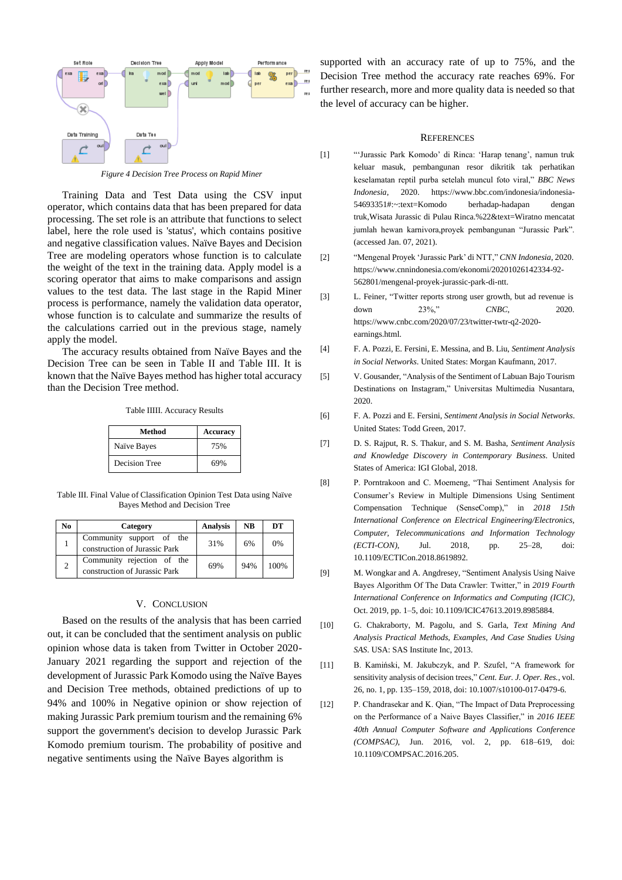Set Role

Decision Tree

Apply Model

Performance

Data Training

Data Test

*Figure 4 Decision Tree Process on Rapid Miner*

Training Data and Test Data using the CSV input operator, which contains data that has been prepared for data processing. The set role is an attribute that functions to select label, here the role used is 'status', which contains positive and negative classification values. Naïve Bayes and Decision Tree are modeling operators whose function is to calculate the weight of the text in the training data. Apply model is a scoring operator that aims to make comparisons and assign values to the test data. The last stage in the Rapid Miner process is performance, namely the validation data operator, whose function is to calculate and summarize the results of the calculations carried out in the previous stage, namely apply the model.

The accuracy results obtained from Naïve Bayes and the Decision Tree can be seen in Table II and Table III. It is known that the Naïve Bayes method has higher total accuracy than the Decision Tree method.

Table IIIII. Accuracy Results

| Method | Accuracy |
|---|---|
| Naïve Bayes | 75% |
| Decision Tree | 69% |

Table III. Final Value of Classification Opinion Test Data using Naïve Bayes Method and Decision Tree

| No | Category | Analysis | NB | DT |
|---|---|---|---|---|
| 1 | Community support of the construction of Jurassic Park | 31% | 6% | 0% |
| 2 | Community rejection of the construction of Jurassic Park | 69% | 94% | 100% |

## V. Conclusion

Based on the results of the analysis that has been carried out, it can be concluded that the sentiment analysis on public opinion whose data is taken from Twitter in October 2020-January 2021 regarding the support and rejection of the development of Jurassic Park Komodo using the Naïve Bayes and Decision Tree methods, obtained predictions of up to 94% and 100% in Negative opinion or show rejection of making Jurassic Park premium tourism and the remaining 6% support the government's decision to develop Jurassic Park Komodo premium tourism. The probability of positive and negative sentiments using the Naïve Bayes algorithm is supported with an accuracy rate of up to 75%, and the Decision Tree method the accuracy rate reaches 69%. For further research, more and more quality data is needed so that the level of accuracy can be higher.

## References

[1] "'Jurassic Park Komodo' di Rinca: 'Harap tenang', namun truk keluar masuk, pembangunan resor dikritik tak perhatikan keselamatan reptil purba setelah muncul foto viral," *BBC News Indonesia*, 2020. https://www.bbc.com/indonesia/indonesia-54693351#:~:text=Komodo berhadap-hadapan dengan truk,Wisata Jurassic di Pulau Rinca.%22&text=Wiratno mencatat jumlah hewan karnivora,proyek pembangunan "Jurassic Park". (accessed Jan. 07, 2021).

[2] "Mengenal Proyek 'Jurassic Park' di NTT," *CNN Indonesia*, 2020. https://www.cnnindonesia.com/ekonomi/20201026142334-92-562801/mengenal-proyek-jurassic-park-di-ntt.

[3] L. Feiner, "Twitter reports strong user growth, but ad revenue is down 23%," *CNBC*, 2020. https://www.cnbc.com/2020/07/23/twitter-twtr-q2-2020-earnings.html.

[4] F. A. Pozzi, E. Fersini, E. Messina, and B. Liu, *Sentiment Analysis in Social Networks*. United States: Morgan Kaufmann, 2017.

[5] V. Gousander, "Analysis of the Sentiment of Labuan Bajo Tourism Destinations on Instagram," Universitas Multimedia Nusantara, 2020.

[6] F. A. Pozzi and E. Fersini, *Sentiment Analysis in Social Networks*. United States: Todd Green, 2017.

[7] D. S. Rajput, R. S. Thakur, and S. M. Basha, *Sentiment Analysis and Knowledge Discovery in Contemporary Business*. United States of America: IGI Global, 2018.

[8] P. Porntrakoon and C. Moemeng, "Thai Sentiment Analysis for Consumer's Review in Multiple Dimensions Using Sentiment Compensation Technique (SenseComp)," in *2018 15th International Conference on Electrical Engineering/Electronics, Computer, Telecommunications and Information Technology (ECTI-CON)*, Jul. 2018, pp. 25–28, doi: 10.1109/ECTICon.2018.8619892.

[9] M. Wongkar and A. Angdresey, "Sentiment Analysis Using Naive Bayes Algorithm Of The Data Crawler: Twitter," in *2019 Fourth International Conference on Informatics and Computing (ICIC)*, Oct. 2019, pp. 1–5, doi: 10.1109/ICIC47613.2019.8985884.

[10] G. Chakraborty, M. Pagolu, and S. Garla, *Text Mining And Analysis Practical Methods, Examples, And Case Studies Using SAS*. USA: SAS Institute Inc, 2013.

[11] B. Kamiński, M. Jakubczyk, and P. Szufel, "A framework for sensitivity analysis of decision trees," *Cent. Eur. J. Oper. Res.*, vol. 26, no. 1, pp. 135–159, 2018, doi: 10.1007/s10100-017-0479-6.

[12] P. Chandrasekar and K. Qian, "The Impact of Data Preprocessing on the Performance of a Naive Bayes Classifier," in *2016 IEEE 40th Annual Computer Software and Applications Conference (COMPSAC)*, Jun. 2016, vol. 2, pp. 618–619, doi: 10.1109/COMPSAC.2016.205.